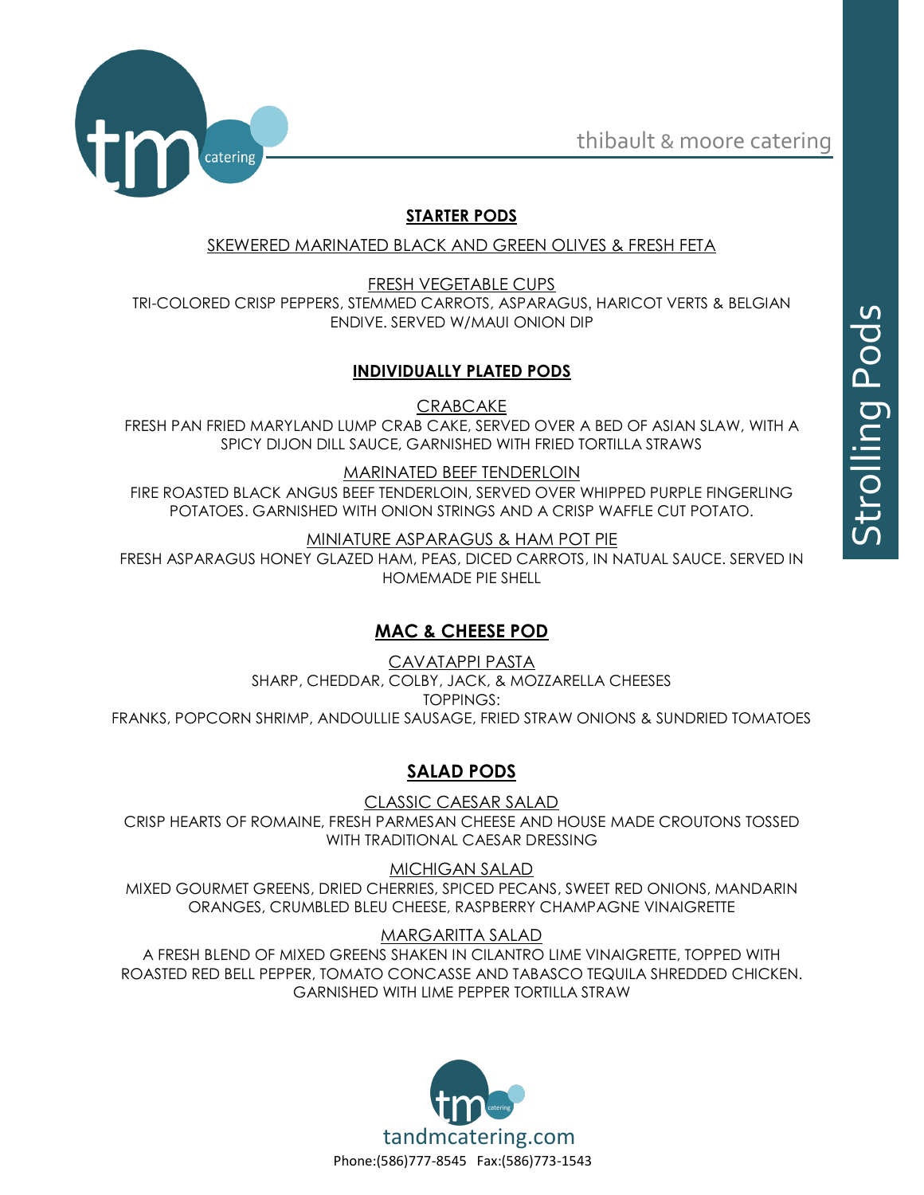thibault & moore catering

Strolling Pods

## STARTER PODS

SKEWERED MARINATED BLACK AND GREEN OLIVES & FRESH FETA

FRESH VEGETABLE CUPS

TRI-COLORED CRISP PEPPERS, STEMMED CARROTS, ASPARAGUS, HARICOT VERTS & BELGIAN ENDIVE. SERVED W/MAUI ONION DIP

## INDIVIDUALLY PLATED PODS

CRABCAKE

FRESH PAN FRIED MARYLAND LUMP CRAB CAKE, SERVED OVER A BED OF ASIAN SLAW, WITH A SPICY DIJON DILL SAUCE, GARNISHED WITH FRIED TORTILLA STRAWS

MARINATED BEEF TENDERLOIN

FIRE ROASTED BLACK ANGUS BEEF TENDERLOIN, SERVED OVER WHIPPED PURPLE FINGERLING POTATOES. GARNISHED WITH ONION STRINGS AND A CRISP WAFFLE CUT POTATO.

MINIATURE ASPARAGUS & HAM POT PIE

FRESH ASPARAGUS HONEY GLAZED HAM, PEAS, DICED CARROTS, IN NATUAL SAUCE. SERVED IN HOMEMADE PIE SHELL

## MAC & CHEESE POD

CAVATAPPI PASTA

SHARP, CHEDDAR, COLBY, JACK, & MOZZARELLA CHEESES

TOPPINGS:

FRANKS, POPCORN SHRIMP, ANDOULLIE SAUSAGE, FRIED STRAW ONIONS & SUNDRIED TOMATOES

## SALAD PODS

CLASSIC CAESAR SALAD

CRISP HEARTS OF ROMAINE, FRESH PARMESAN CHEESE AND HOUSE MADE CROUTONS TOSSED WITH TRADITIONAL CAESAR DRESSING

MICHIGAN SALAD

MIXED GOURMET GREENS, DRIED CHERRIES, SPICED PECANS, SWEET RED ONIONS, MANDARIN ORANGES, CRUMBLED BLEU CHEESE, RASPBERRY CHAMPAGNE VINAIGRETTE

MARGARITTA SALAD

A FRESH BLEND OF MIXED GREENS SHAKEN IN CILANTRO LIME VINAIGRETTE, TOPPED WITH ROASTED RED BELL PEPPER, TOMATO CONCASSE AND TABASCO TEQUILA SHREDDED CHICKEN. GARNISHED WITH LIME PEPPER TORTILLA STRAW

tandmcatering.com

Phone:(586)777-8545 Fax:(586)773-1543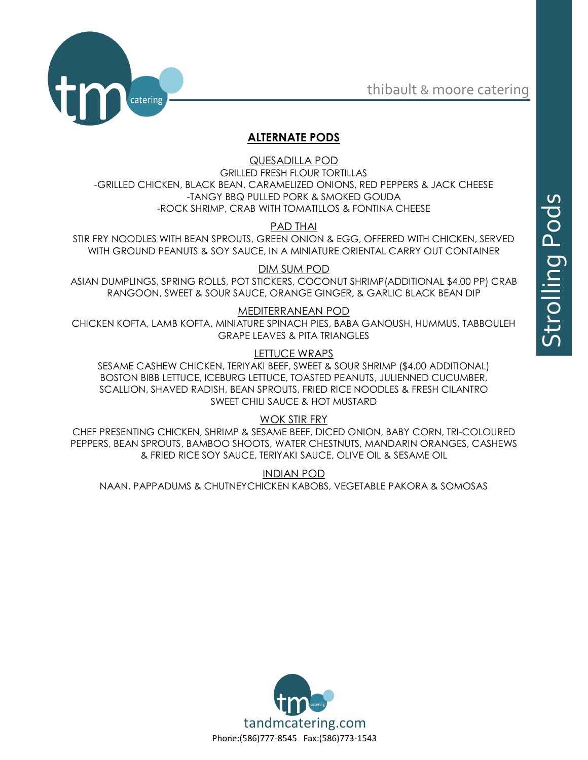## ALTERNATE PODS

QUESADILLA POD

GRILLED FRESH FLOUR TORTILLAS
-GRILLED CHICKEN, BLACK BEAN, CARAMELIZED ONIONS, RED PEPPERS & JACK CHEESE
-TANGY BBQ PULLED PORK & SMOKED GOUDA
-ROCK SHRIMP, CRAB WITH TOMATILLOS & FONTINA CHEESE

PAD THAI

STIR FRY NOODLES WITH BEAN SPROUTS, GREEN ONION & EGG, OFFERED WITH CHICKEN, SERVED WITH GROUND PEANUTS & SOY SAUCE, IN A MINIATURE ORIENTAL CARRY OUT CONTAINER

DIM SUM POD

ASIAN DUMPLINGS, SPRING ROLLS, POT STICKERS, COCONUT SHRIMP(ADDITIONAL $4.00 PP) CRAB RANGOON, SWEET & SOUR SAUCE, ORANGE GINGER, & GARLIC BLACK BEAN DIP

MEDITERRANEAN POD

CHICKEN KOFTA, LAMB KOFTA, MINIATURE SPINACH PIES, BABA GANOUSH, HUMMUS, TABBOULEH GRAPE LEAVES & PITA TRIANGLES

LETTUCE WRAPS

SESAME CASHEW CHICKEN, TERIYAKI BEEF, SWEET & SOUR SHRIMP ($4.00 ADDITIONAL)
BOSTON BIBB LETTUCE, ICEBURG LETTUCE, TOASTED PEANUTS, JULIENNED CUCUMBER, SCALLION, SHAVED RADISH, BEAN SPROUTS, FRIED RICE NOODLES & FRESH CILANTRO
SWEET CHILI SAUCE & HOT MUSTARD

WOK STIR FRY

CHEF PRESENTING CHICKEN, SHRIMP & SESAME BEEF, DICED ONION, BABY CORN, TRI-COLOURED PEPPERS, BEAN SPROUTS, BAMBOO SHOOTS, WATER CHESTNUTS, MANDARIN ORANGES, CASHEWS & FRIED RICE SOY SAUCE, TERIYAKI SAUCE, OLIVE OIL & SESAME OIL

INDIAN POD

NAAN, PAPPADUMS & CHUTNEYCHICKEN KABOBS, VEGETABLE PAKORA & SOMOSAS